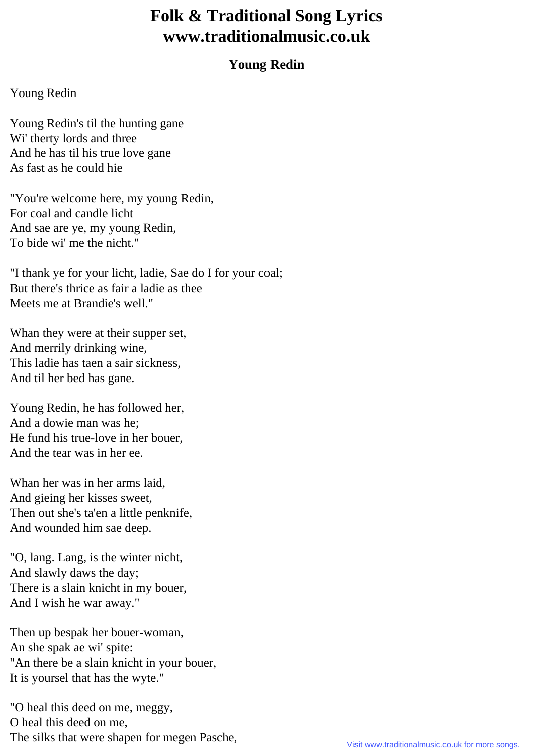# Folk & Traditional Song Lyrics www.traditionalmusic.co.uk

## Young Redin

Young Redin

Young Redin's til the hunting gane
Wi' therty lords and three
And he has til his true love gane
As fast as he could hie

"You're welcome here, my young Redin,
For coal and candle licht
And sae are ye, my young Redin,
To bide wi' me the nicht."

"I thank ye for your licht, ladie, Sae do I for your coal;
But there's thrice as fair a ladie as thee
Meets me at Brandie's well."

Whan they were at their supper set,
And merrily drinking wine,
This ladie has taen a sair sickness,
And til her bed has gane.

Young Redin, he has followed her,
And a dowie man was he;
He fund his true-love in her bouer,
And the tear was in her ee.

Whan her was in her arms laid,
And gieing her kisses sweet,
Then out she's ta'en a little penknife,
And wounded him sae deep.

"O, lang. Lang, is the winter nicht,
And slawly daws the day;
There is a slain knicht in my bouer,
And I wish he war away."

Then up bespak her bouer-woman,
An she spak ae wi' spite:
"An there be a slain knicht in your bouer,
It is yoursel that has the wyte."

"O heal this deed on me, meggy,
O heal this deed on me,
The silks that were shapen for megen Pasche,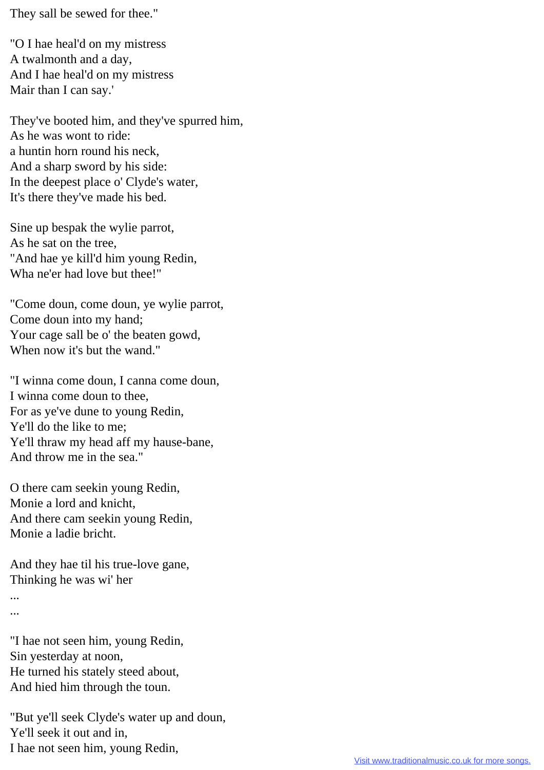They sall be sewed for thee."

"O I hae heal'd on my mistress
A twalmonth and a day,
And I hae heal'd on my mistress
Mair than I can say.'

They've booted him, and they've spurred him,
As he was wont to ride:
a huntin horn round his neck,
And a sharp sword by his side:
In the deepest place o' Clyde's water,
It's there they've made his bed.

Sine up bespak the wylie parrot,
As he sat on the tree,
"And hae ye kill'd him young Redin,
Wha ne'er had love but thee!"

"Come doun, come doun, ye wylie parrot,
Come doun into my hand;
Your cage sall be o' the beaten gowd,
When now it's but the wand."

"I winna come doun, I canna come doun,
I winna come doun to thee,
For as ye've dune to young Redin,
Ye'll do the like to me;
Ye'll thraw my head aff my hause-bane,
And throw me in the sea."

O there cam seekin young Redin,
Monie a lord and knicht,
And there cam seekin young Redin,
Monie a ladie bricht.

And they hae til his true-love gane,
Thinking he was wi' her
...
...

"I hae not seen him, young Redin,
Sin yesterday at noon,
He turned his stately steed about,
And hied him through the toun.

"But ye'll seek Clyde's water up and doun,
Ye'll seek it out and in,
I hae not seen him, young Redin,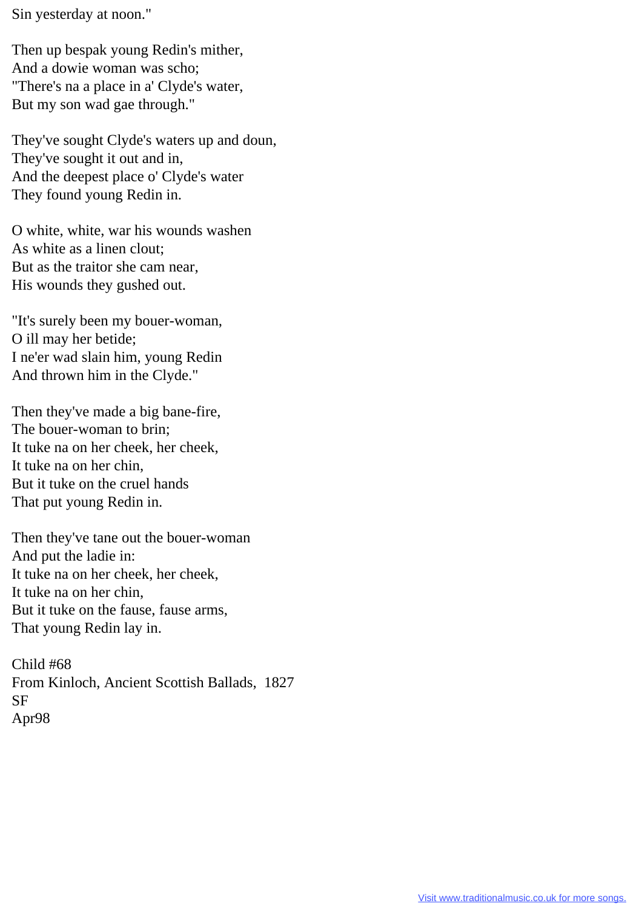Sin yesterday at noon."

Then up bespak young Redin's mither,
And a dowie woman was scho;
"There's na a place in a' Clyde's water,
But my son wad gae through."

They've sought Clyde's waters up and doun,
They've sought it out and in,
And the deepest place o' Clyde's water
They found young Redin in.

O white, white, war his wounds washen
As white as a linen clout;
But as the traitor she cam near,
His wounds they gushed out.

"It's surely been my bouer-woman,
O ill may her betide;
I ne'er wad slain him, young Redin
And thrown him in the Clyde."

Then they've made a big bane-fire,
The bouer-woman to brin;
It tuke na on her cheek, her cheek,
It tuke na on her chin,
But it tuke on the cruel hands
That put young Redin in.

Then they've tane out the bouer-woman
And put the ladie in:
It tuke na on her cheek, her cheek,
It tuke na on her chin,
But it tuke on the fause, fause arms,
That young Redin lay in.

Child #68
From Kinloch, Ancient Scottish Ballads, 1827
SF
Apr98

Visit www.traditionalmusic.co.uk for more songs.